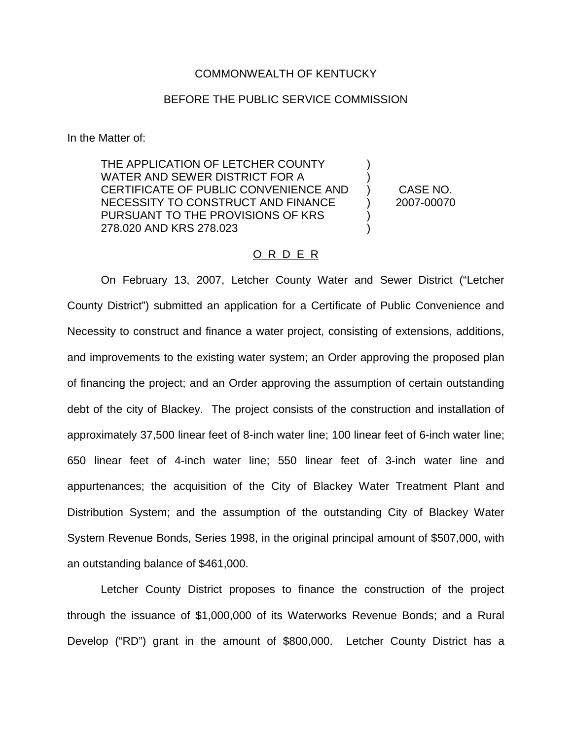COMMONWEALTH OF KENTUCKY

BEFORE THE PUBLIC SERVICE COMMISSION

In the Matter of:

| | | |
|---|---|---|
| THE APPLICATION OF LETCHER COUNTY WATER AND SEWER DISTRICT FOR A CERTIFICATE OF PUBLIC CONVENIENCE AND NECESSITY TO CONSTRUCT AND FINANCE PURSUANT TO THE PROVISIONS OF KRS 278.020 AND KRS 278.023 | ) | CASE NO. 2007-00070 |

O R D E R

On February 13, 2007, Letcher County Water and Sewer District ("Letcher County District") submitted an application for a Certificate of Public Convenience and Necessity to construct and finance a water project, consisting of extensions, additions, and improvements to the existing water system; an Order approving the proposed plan of financing the project; and an Order approving the assumption of certain outstanding debt of the city of Blackey. The project consists of the construction and installation of approximately 37,500 linear feet of 8-inch water line; 100 linear feet of 6-inch water line; 650 linear feet of 4-inch water line; 550 linear feet of 3-inch water line and appurtenances; the acquisition of the City of Blackey Water Treatment Plant and Distribution System; and the assumption of the outstanding City of Blackey Water System Revenue Bonds, Series 1998, in the original principal amount of $507,000, with an outstanding balance of $461,000.

Letcher County District proposes to finance the construction of the project through the issuance of $1,000,000 of its Waterworks Revenue Bonds; and a Rural Develop ("RD") grant in the amount of $800,000. Letcher County District has a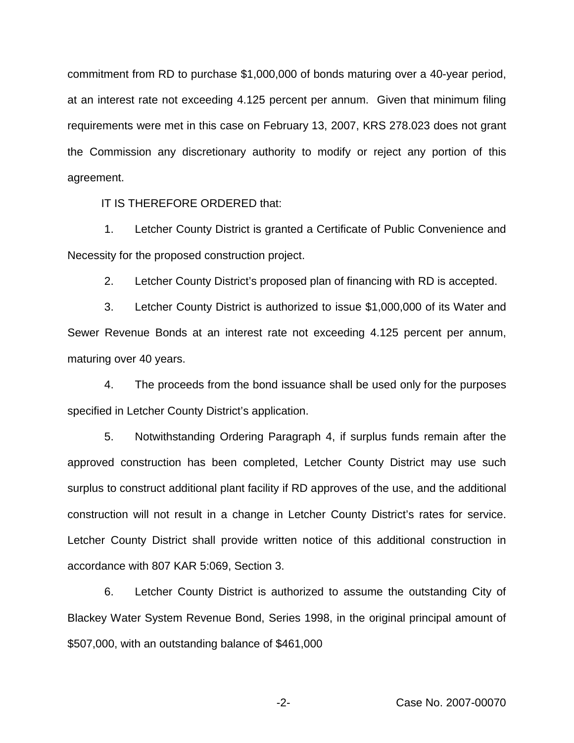commitment from RD to purchase $1,000,000 of bonds maturing over a 40-year period, at an interest rate not exceeding 4.125 percent per annum. Given that minimum filing requirements were met in this case on February 13, 2007, KRS 278.023 does not grant the Commission any discretionary authority to modify or reject any portion of this agreement.

IT IS THEREFORE ORDERED that:

1. Letcher County District is granted a Certificate of Public Convenience and Necessity for the proposed construction project.

2. Letcher County District's proposed plan of financing with RD is accepted.

3. Letcher County District is authorized to issue $1,000,000 of its Water and Sewer Revenue Bonds at an interest rate not exceeding 4.125 percent per annum, maturing over 40 years.

4. The proceeds from the bond issuance shall be used only for the purposes specified in Letcher County District's application.

5. Notwithstanding Ordering Paragraph 4, if surplus funds remain after the approved construction has been completed, Letcher County District may use such surplus to construct additional plant facility if RD approves of the use, and the additional construction will not result in a change in Letcher County District's rates for service. Letcher County District shall provide written notice of this additional construction in accordance with 807 KAR 5:069, Section 3.

6. Letcher County District is authorized to assume the outstanding City of Blackey Water System Revenue Bond, Series 1998, in the original principal amount of $507,000, with an outstanding balance of $461,000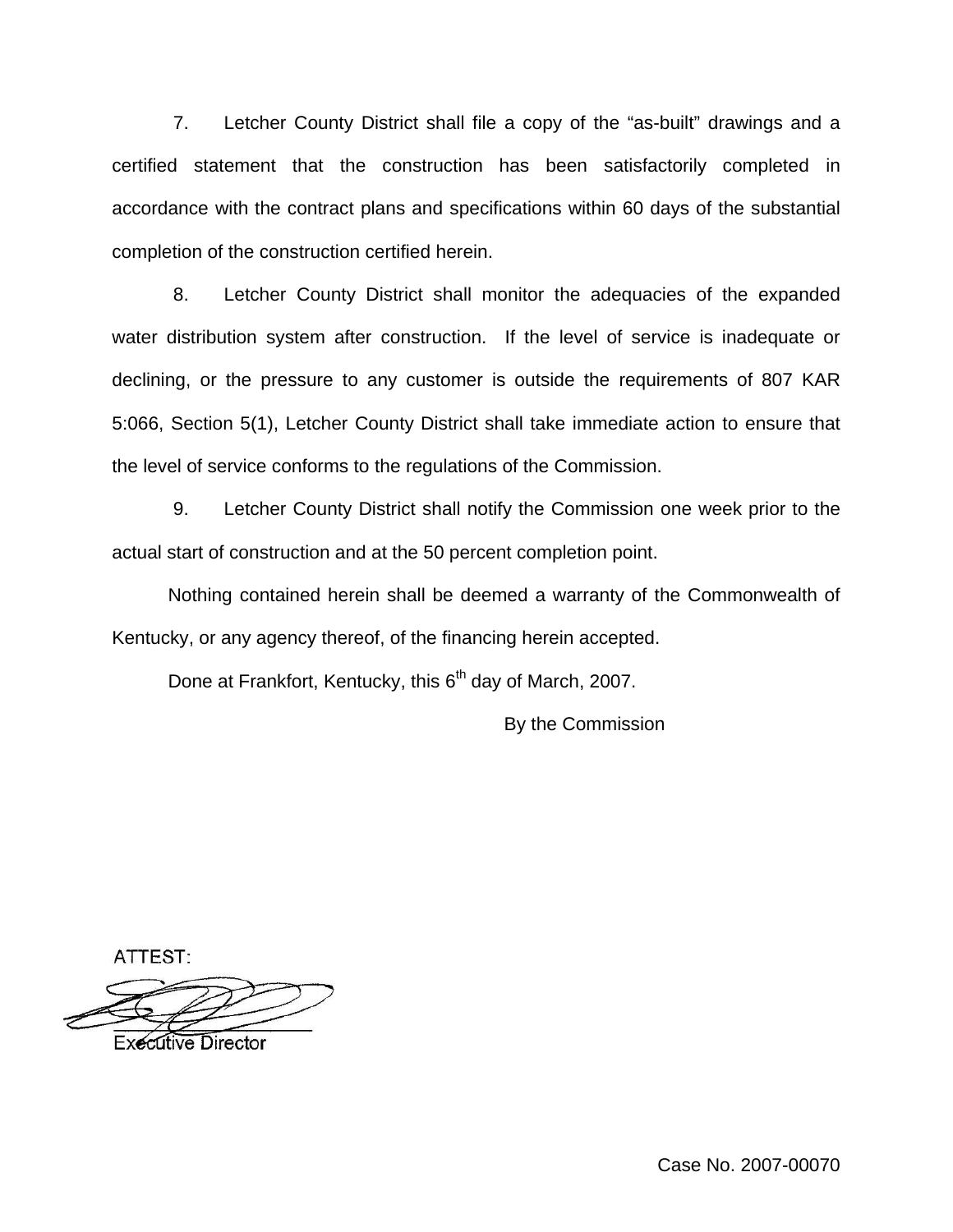7. Letcher County District shall file a copy of the "as-built" drawings and a certified statement that the construction has been satisfactorily completed in accordance with the contract plans and specifications within 60 days of the substantial completion of the construction certified herein.

8. Letcher County District shall monitor the adequacies of the expanded water distribution system after construction. If the level of service is inadequate or declining, or the pressure to any customer is outside the requirements of 807 KAR 5:066, Section 5(1), Letcher County District shall take immediate action to ensure that the level of service conforms to the regulations of the Commission.

9. Letcher County District shall notify the Commission one week prior to the actual start of construction and at the 50 percent completion point.

Nothing contained herein shall be deemed a warranty of the Commonwealth of Kentucky, or any agency thereof, of the financing herein accepted.

Done at Frankfort, Kentucky, this 6th day of March, 2007.

By the Commission

ATTEST:

Executive Director

Case No. 2007-00070